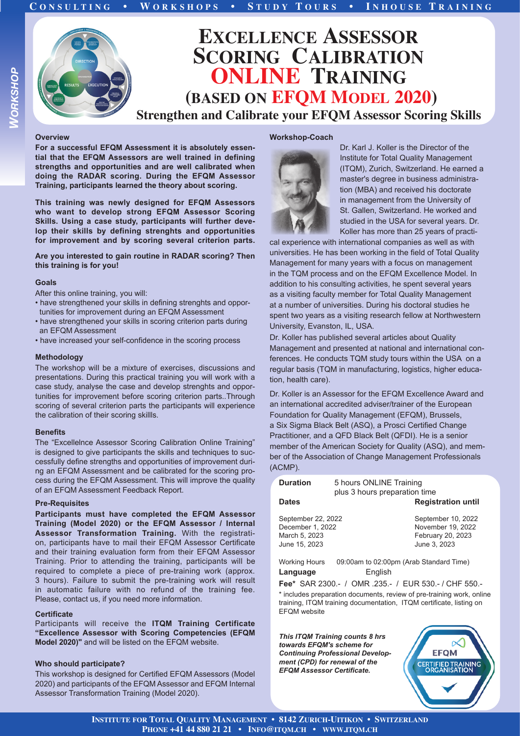CONSULTING • WORKSHOPS • STUDY TOURS • INHOUSE TRAINING

WORKSHOP

# EXCELLENCE ASSESSOR SCORING CALIBRATION ONLINE TRAINING (BASED ON EFQM MODEL 2020)

## Strengthen and Calibrate your EFQM Assessor Scoring Skills

### Overview

**For a successful EFQM Assessment it is absolutely essential that the EFQM Assessors are well trained in defining strengths and opportunities and are well calibrated when doing the RADAR scoring. During the EFQM Assessor Training, participants learned the theory about scoring.**

**This training was newly designed for EFQM Assessors who want to develop strong EFQM Assessor Scoring Skills. Using a case study, participants will further develop their skills by defining strengths and opportunities for improvement and by scoring several criterion parts.**

**Are you interested to gain routine in RADAR scoring? Then this training is for you!**

### Goals

After this online training, you will:

- have strengthened your skills in defining strenghts and opportunities for improvement during an EFQM Assessment
- have strengthened your skills in scoring criterion parts during an EFQM Assessment
- have increased your self-confidence in the scoring process

### Methodology

The workshop will be a mixture of exercises, discussions and presentations. During this practical training you will work with a case study, analyse the case and develop strenghts and opportunities for improvement before scoring criterion parts..Through scoring of several criterion parts the participants will experience the calibration of their scoring skillls.

### Benefits

The "Excellelnce Assessor Scoring Calibration Online Training" is designed to give participants the skills and techniques to successfully define strengths and opportunities of improvement during an EFQM Assessment and be calibrated for the scoring process during the EFQM Assessment. This will improve the quality of an EFQM Assessment Feedback Report.

### Pre-Requisites

**Participants must have completed the EFQM Assessor Training (Model 2020) or the EFQM Assessor / Internal Assessor Transformation Training.** With the registration, participants have to mail their EFQM Assessor Certificate and their training evaluation form from their EFQM Assessor Training. Prior to attending the training, participants will be required to complete a piece of pre-training work (approx. 3 hours). Failure to submit the pre-training work will result in automatic failure with no refund of the training fee. Please, contact us, if you need more information.

### Certificate

Participants will receive the **ITQM Training Certificate "Excellence Assessor with Scoring Competencies (EFQM Model 2020)"** and will be listed on the EFQM website.

### Who should participate?

This workshop is designed for Certified EFQM Assessors (Model 2020) and participants of the EFQM Assessor and EFQM Internal Assessor Transformation Training (Model 2020).

### Workshop-Coach

Dr. Karl J. Koller is the Director of the Institute for Total Quality Management (ITQM), Zurich, Switzerland. He earned a master's degree in business administration (MBA) and received his doctorate in management from the University of St. Gallen, Switzerland. He worked and studied in the USA for several years. Dr. Koller has more than 25 years of practical experience with international companies as well as with universities. He has been working in the field of Total Quality Management for many years with a focus on management in the TQM process and on the EFQM Excellence Model. In addition to his consulting activities, he spent several years as a visiting faculty member for Total Quality Management at a number of universities. During his doctoral studies he spent two years as a visiting research fellow at Northwestern University, Evanston, IL, USA.

Dr. Koller has published several articles about Quality Management and presented at national and international conferences. He conducts TQM study tours within the USA on a regular basis (TQM in manufacturing, logistics, higher education, health care).

Dr. Koller is an Assessor for the EFQM Excellence Award and an international accredited adviser/trainer of the European Foundation for Quality Management (EFQM), Brussels, a Six Sigma Black Belt (ASQ), a Prosci Certified Change Practitioner, and a QFD Black Belt (QFDI). He is a senior member of the American Society for Quality (ASQ), and member of the Association of Change Management Professionals (ACMP).

**Duration** 5 hours ONLINE Training plus 3 hours preparation time

| Dates | Registration until |
|---|---|
| September 22, 2022 | September 10, 2022 |
| December 1, 2022 | November 19, 2022 |
| March 5, 2023 | February 20, 2023 |
| June 15, 2023 | June 3, 2023 |

Working Hours 09:00am to 02:00pm (Arab Standard Time)

**Language** English

**Fee*** SAR 2300.- / OMR .235.- / EUR 530.- / CHF 550.-

\* includes preparation documents, review of pre-training work, online training, ITQM training documentation, ITQM certificate, listing on EFQM website

***This ITQM Training counts 8 hrs towards EFQM's scheme for Continuing Professional Development (CPD) for renewal of the EFQM Assessor Certificate.***

EFQM CERTIFIED TRAINING ORGANISATION

INSTITUTE FOR TOTAL QUALITY MANAGEMENT • 8142 ZURICH-UITIKON • SWITZERLAND
PHONE +41 44 880 21 21 • INFO@ITQM.CH • WWW.ITQM.CH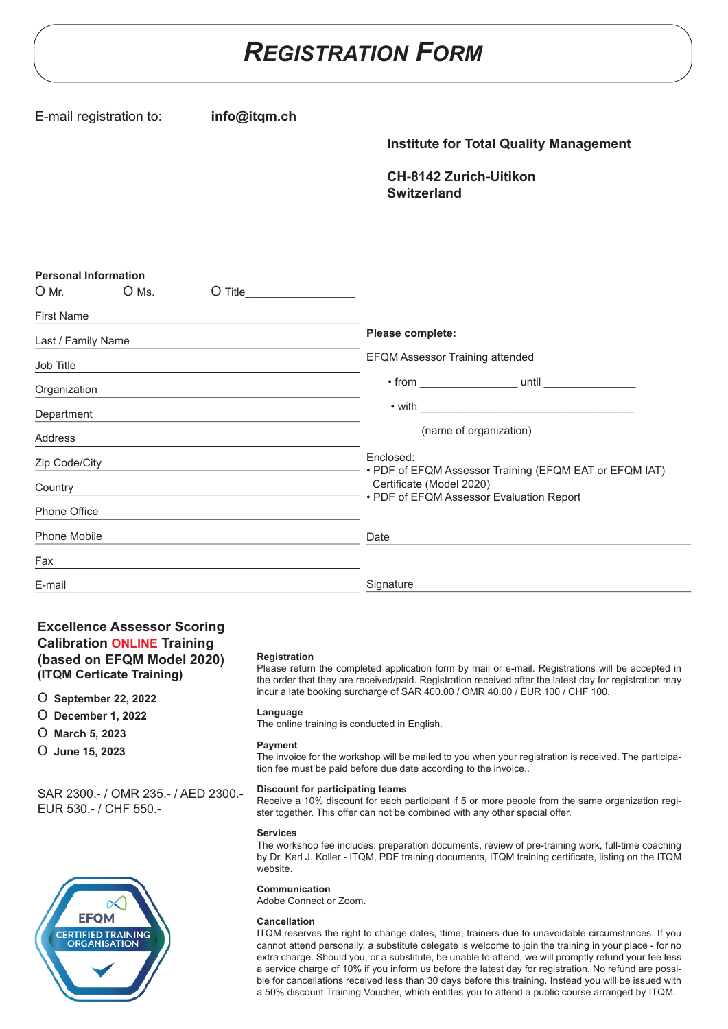# REGISTRATION FORM

E-mail registration to: **info@itqm.ch**

**Institute for Total Quality Management**

**CH-8142 Zurich-Uitikon**
**Switzerland**

**Personal Information**

O Mr. O Ms. O Title_________________

First Name

Last / Family Name

Job Title

Organization

Department

Address

Zip Code/City

Country

Phone Office

Phone Mobile

Fax

E-mail

**Please complete:**

EFQM Assessor Training attended

• from _______________ until ______________

• with ___________________________________

(name of organization)

Enclosed:
• PDF of EFQM Assessor Training (EFQM EAT or EFQM IAT) Certificate (Model 2020)
• PDF of EFQM Assessor Evaluation Report

Date

Signature

**Excellence Assessor Scoring Calibration ONLINE Training (based on EFQM Model 2020) (ITQM Certicate Training)**

O **September 22, 2022**
O **December 1, 2022**
O **March 5, 2023**
O **June 15, 2023**

SAR 2300.- / OMR 235.- / AED 2300.- EUR 530.- / CHF 550.-

EFQM CERTIFIED TRAINING ORGANISATION

**Registration**
Please return the completed application form by mail or e-mail. Registrations will be accepted in the order that they are received/paid. Registration received after the latest day for registration may incur a late booking surcharge of SAR 400.00 / OMR 40.00 / EUR 100 / CHF 100.

**Language**
The online training is conducted in English.

**Payment**
The invoice for the workshop will be mailed to you when your registration is received. The participation fee must be paid before due date according to the invoice..

**Discount for participating teams**
Receive a 10% discount for each participant if 5 or more people from the same organization register together. This offer can not be combined with any other special offer.

**Services**
The workshop fee includes: preparation documents, review of pre-training work, full-time coaching by Dr. Karl J. Koller - ITQM, PDF training documents, ITQM training certificate, listing on the ITQM website.

**Communication**
Adobe Connect or Zoom.

**Cancellation**
ITQM reserves the right to change dates, ttime, trainers due to unavoidable circumstances. If you cannot attend personally, a substitute delegate is welcome to join the training in your place - for no extra charge. Should you, or a substitute, be unable to attend, we will promptly refund your fee less a service charge of 10% if you inform us before the latest day for registration. No refund are possible for cancellations received less than 30 days before this training. Instead you will be issued with a 50% discount Training Voucher, which entitles you to attend a public course arranged by ITQM.